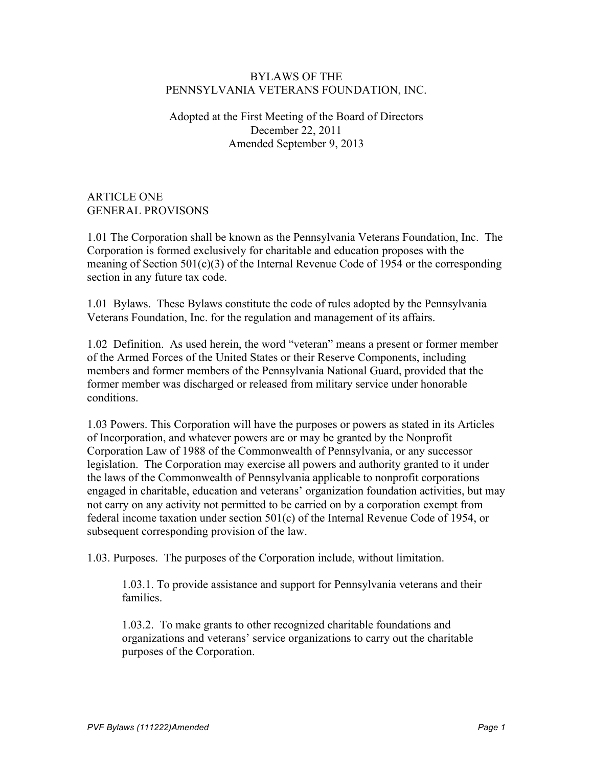# BYLAWS OF THE PENNSYLVANIA VETERANS FOUNDATION, INC.

Adopted at the First Meeting of the Board of Directors
December 22, 2011
Amended September 9, 2013

## ARTICLE ONE
## GENERAL PROVISONS

1.01 The Corporation shall be known as the Pennsylvania Veterans Foundation, Inc. The Corporation is formed exclusively for charitable and education proposes with the meaning of Section 501(c)(3) of the Internal Revenue Code of 1954 or the corresponding section in any future tax code.

1.01 Bylaws. These Bylaws constitute the code of rules adopted by the Pennsylvania Veterans Foundation, Inc. for the regulation and management of its affairs.

1.02 Definition. As used herein, the word "veteran" means a present or former member of the Armed Forces of the United States or their Reserve Components, including members and former members of the Pennsylvania National Guard, provided that the former member was discharged or released from military service under honorable conditions.

1.03 Powers. This Corporation will have the purposes or powers as stated in its Articles of Incorporation, and whatever powers are or may be granted by the Nonprofit Corporation Law of 1988 of the Commonwealth of Pennsylvania, or any successor legislation. The Corporation may exercise all powers and authority granted to it under the laws of the Commonwealth of Pennsylvania applicable to nonprofit corporations engaged in charitable, education and veterans' organization foundation activities, but may not carry on any activity not permitted to be carried on by a corporation exempt from federal income taxation under section 501(c) of the Internal Revenue Code of 1954, or subsequent corresponding provision of the law.

1.03. Purposes. The purposes of the Corporation include, without limitation.

> 1.03.1. To provide assistance and support for Pennsylvania veterans and their families.
>
> 1.03.2. To make grants to other recognized charitable foundations and organizations and veterans' service organizations to carry out the charitable purposes of the Corporation.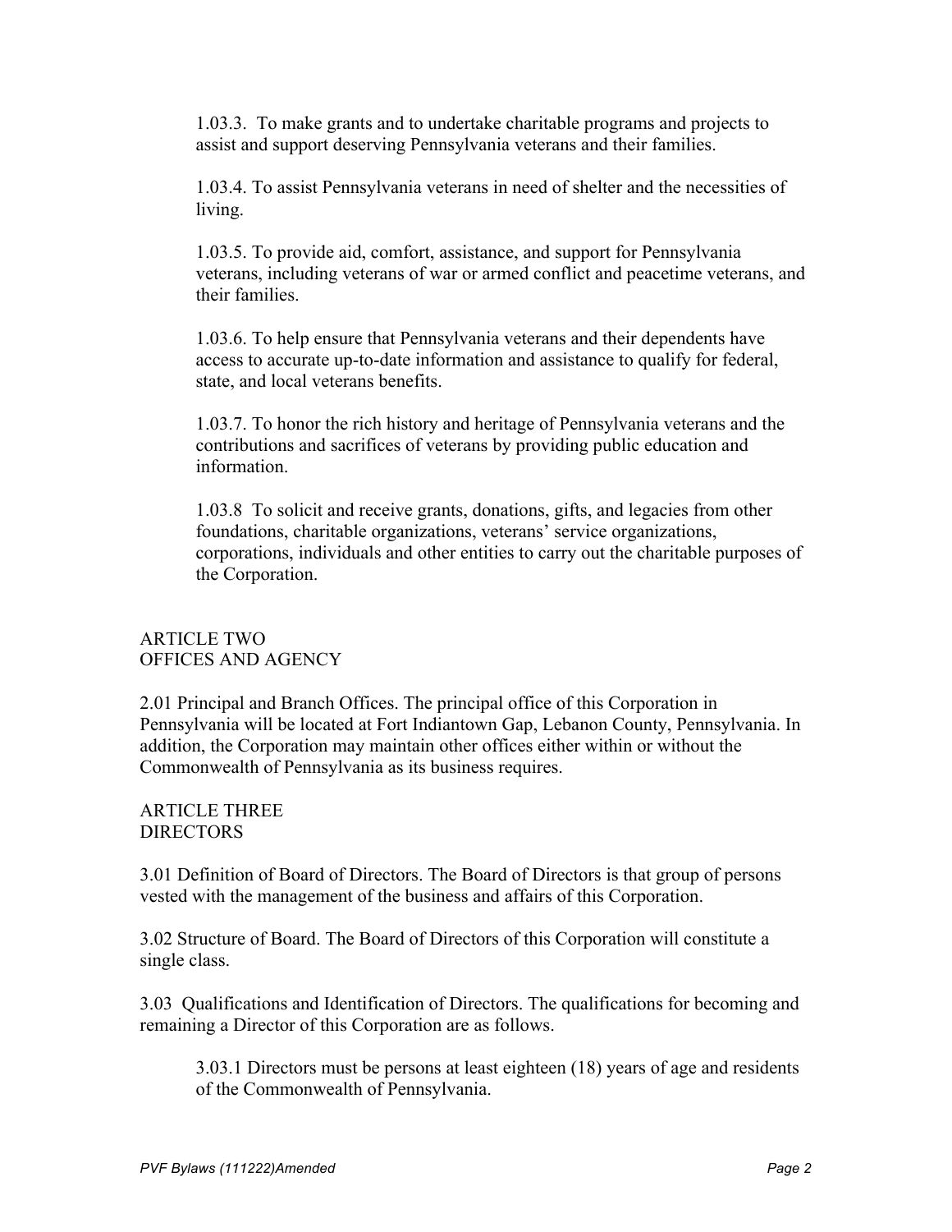1.03.3. To make grants and to undertake charitable programs and projects to assist and support deserving Pennsylvania veterans and their families.

1.03.4. To assist Pennsylvania veterans in need of shelter and the necessities of living.

1.03.5. To provide aid, comfort, assistance, and support for Pennsylvania veterans, including veterans of war or armed conflict and peacetime veterans, and their families.

1.03.6. To help ensure that Pennsylvania veterans and their dependents have access to accurate up-to-date information and assistance to qualify for federal, state, and local veterans benefits.

1.03.7. To honor the rich history and heritage of Pennsylvania veterans and the contributions and sacrifices of veterans by providing public education and information.

1.03.8 To solicit and receive grants, donations, gifts, and legacies from other foundations, charitable organizations, veterans' service organizations, corporations, individuals and other entities to carry out the charitable purposes of the Corporation.

## ARTICLE TWO
## OFFICES AND AGENCY

2.01 Principal and Branch Offices. The principal office of this Corporation in Pennsylvania will be located at Fort Indiantown Gap, Lebanon County, Pennsylvania. In addition, the Corporation may maintain other offices either within or without the Commonwealth of Pennsylvania as its business requires.

## ARTICLE THREE
## DIRECTORS

3.01 Definition of Board of Directors. The Board of Directors is that group of persons vested with the management of the business and affairs of this Corporation.

3.02 Structure of Board. The Board of Directors of this Corporation will constitute a single class.

3.03 Qualifications and Identification of Directors. The qualifications for becoming and remaining a Director of this Corporation are as follows.

3.03.1 Directors must be persons at least eighteen (18) years of age and residents of the Commonwealth of Pennsylvania.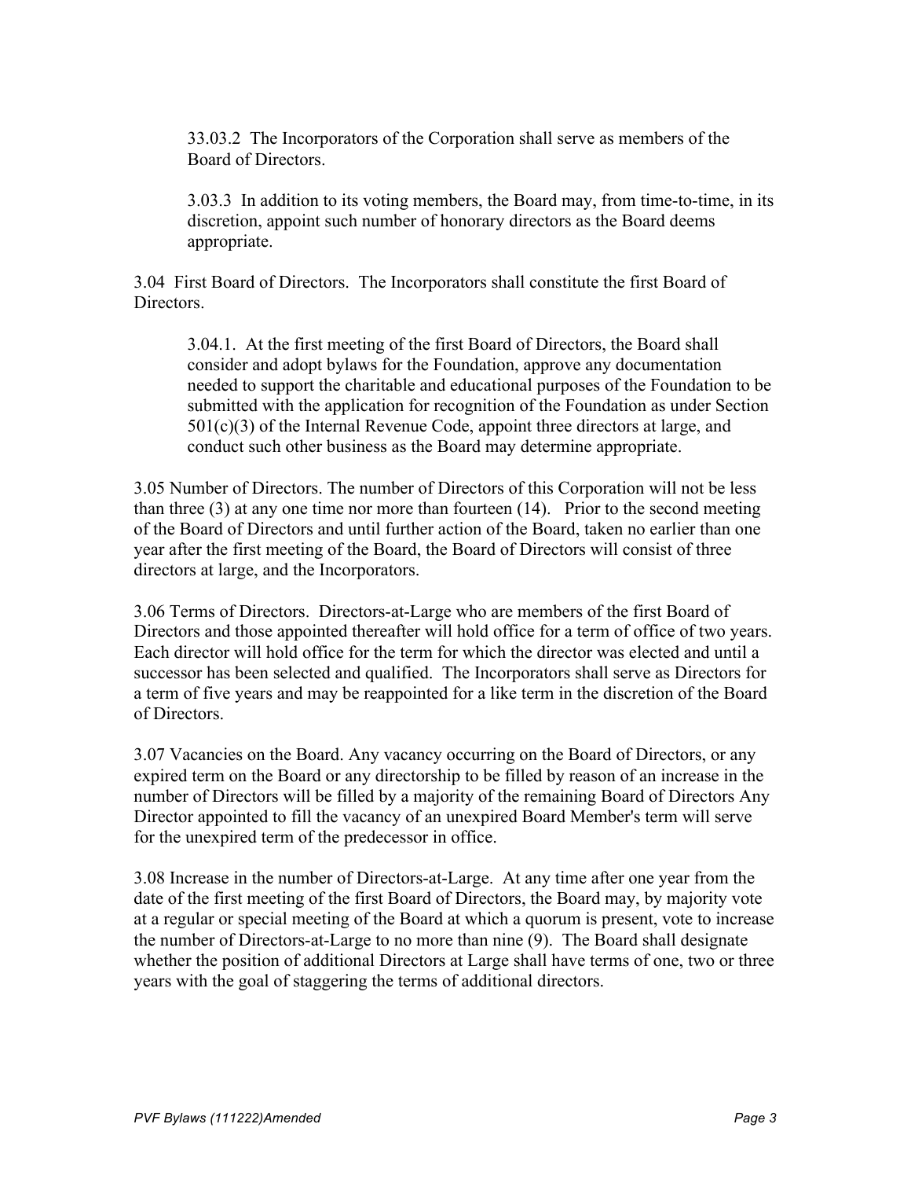33.03.2 The Incorporators of the Corporation shall serve as members of the Board of Directors.

3.03.3 In addition to its voting members, the Board may, from time-to-time, in its discretion, appoint such number of honorary directors as the Board deems appropriate.

3.04 First Board of Directors. The Incorporators shall constitute the first Board of Directors.

3.04.1. At the first meeting of the first Board of Directors, the Board shall consider and adopt bylaws for the Foundation, approve any documentation needed to support the charitable and educational purposes of the Foundation to be submitted with the application for recognition of the Foundation as under Section 501(c)(3) of the Internal Revenue Code, appoint three directors at large, and conduct such other business as the Board may determine appropriate.

3.05 Number of Directors. The number of Directors of this Corporation will not be less than three (3) at any one time nor more than fourteen (14). Prior to the second meeting of the Board of Directors and until further action of the Board, taken no earlier than one year after the first meeting of the Board, the Board of Directors will consist of three directors at large, and the Incorporators.

3.06 Terms of Directors. Directors-at-Large who are members of the first Board of Directors and those appointed thereafter will hold office for a term of office of two years. Each director will hold office for the term for which the director was elected and until a successor has been selected and qualified. The Incorporators shall serve as Directors for a term of five years and may be reappointed for a like term in the discretion of the Board of Directors.

3.07 Vacancies on the Board. Any vacancy occurring on the Board of Directors, or any expired term on the Board or any directorship to be filled by reason of an increase in the number of Directors will be filled by a majority of the remaining Board of Directors Any Director appointed to fill the vacancy of an unexpired Board Member's term will serve for the unexpired term of the predecessor in office.

3.08 Increase in the number of Directors-at-Large. At any time after one year from the date of the first meeting of the first Board of Directors, the Board may, by majority vote at a regular or special meeting of the Board at which a quorum is present, vote to increase the number of Directors-at-Large to no more than nine (9). The Board shall designate whether the position of additional Directors at Large shall have terms of one, two or three years with the goal of staggering the terms of additional directors.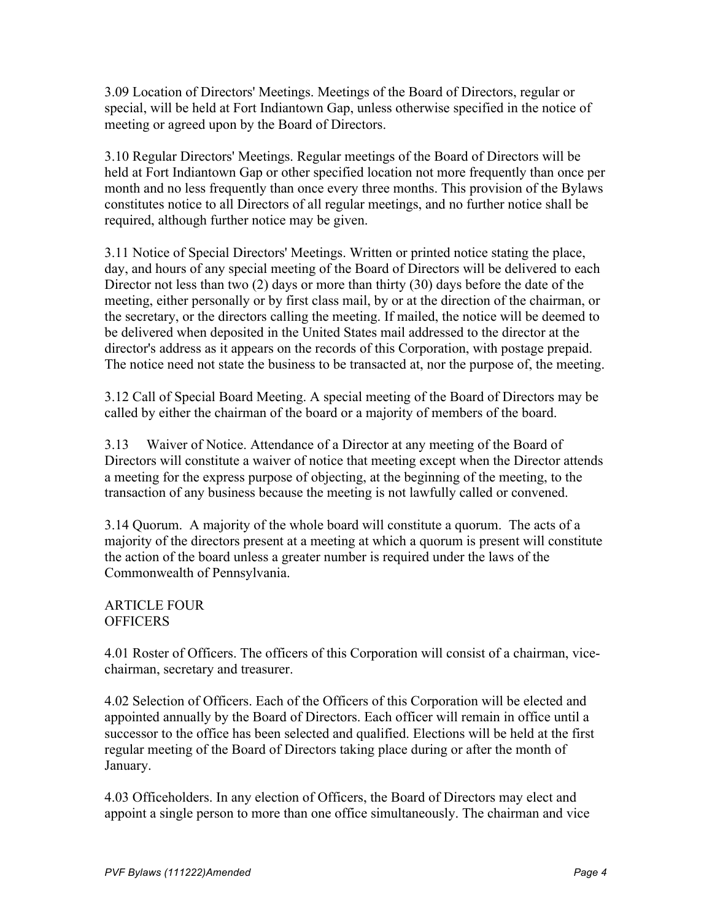3.09 Location of Directors' Meetings. Meetings of the Board of Directors, regular or special, will be held at Fort Indiantown Gap, unless otherwise specified in the notice of meeting or agreed upon by the Board of Directors.

3.10 Regular Directors' Meetings. Regular meetings of the Board of Directors will be held at Fort Indiantown Gap or other specified location not more frequently than once per month and no less frequently than once every three months. This provision of the Bylaws constitutes notice to all Directors of all regular meetings, and no further notice shall be required, although further notice may be given.

3.11 Notice of Special Directors' Meetings. Written or printed notice stating the place, day, and hours of any special meeting of the Board of Directors will be delivered to each Director not less than two (2) days or more than thirty (30) days before the date of the meeting, either personally or by first class mail, by or at the direction of the chairman, or the secretary, or the directors calling the meeting. If mailed, the notice will be deemed to be delivered when deposited in the United States mail addressed to the director at the director's address as it appears on the records of this Corporation, with postage prepaid. The notice need not state the business to be transacted at, nor the purpose of, the meeting.

3.12 Call of Special Board Meeting. A special meeting of the Board of Directors may be called by either the chairman of the board or a majority of members of the board.

3.13 Waiver of Notice. Attendance of a Director at any meeting of the Board of Directors will constitute a waiver of notice that meeting except when the Director attends a meeting for the express purpose of objecting, at the beginning of the meeting, to the transaction of any business because the meeting is not lawfully called or convened.

3.14 Quorum. A majority of the whole board will constitute a quorum. The acts of a majority of the directors present at a meeting at which a quorum is present will constitute the action of the board unless a greater number is required under the laws of the Commonwealth of Pennsylvania.

## ARTICLE FOUR
## OFFICERS

4.01 Roster of Officers. The officers of this Corporation will consist of a chairman, vice-chairman, secretary and treasurer.

4.02 Selection of Officers. Each of the Officers of this Corporation will be elected and appointed annually by the Board of Directors. Each officer will remain in office until a successor to the office has been selected and qualified. Elections will be held at the first regular meeting of the Board of Directors taking place during or after the month of January.

4.03 Officeholders. In any election of Officers, the Board of Directors may elect and appoint a single person to more than one office simultaneously. The chairman and vice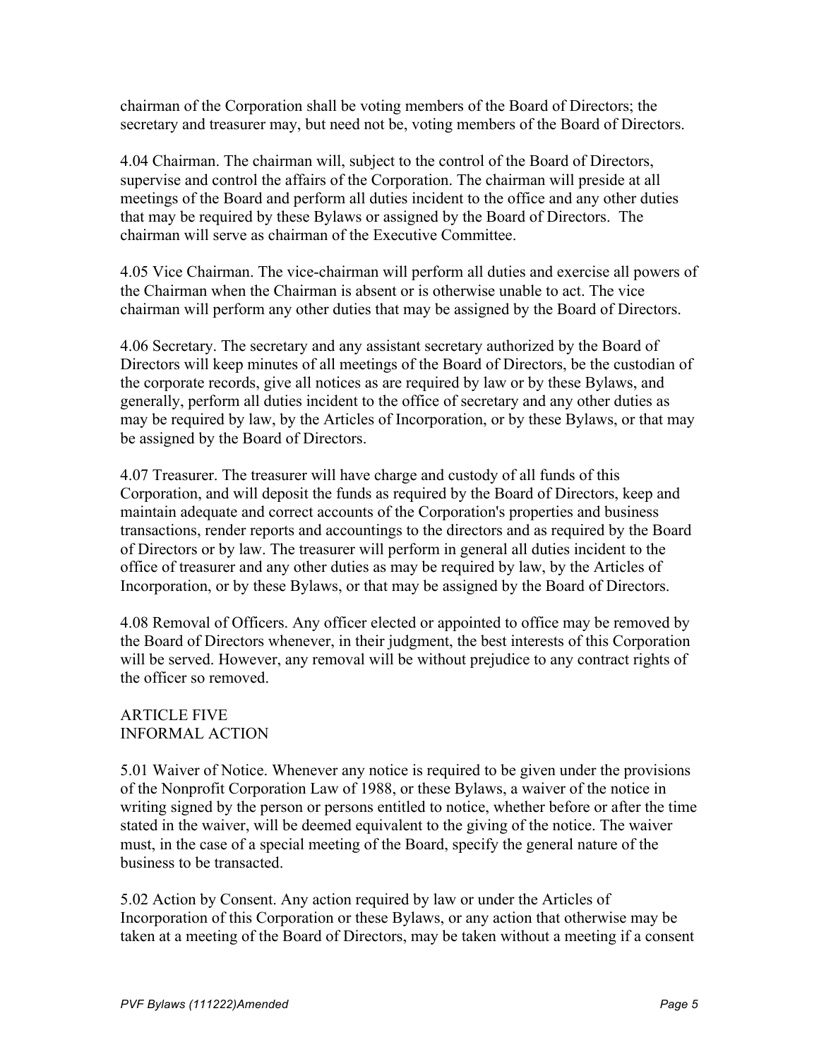chairman of the Corporation shall be voting members of the Board of Directors; the secretary and treasurer may, but need not be, voting members of the Board of Directors.

4.04 Chairman. The chairman will, subject to the control of the Board of Directors, supervise and control the affairs of the Corporation. The chairman will preside at all meetings of the Board and perform all duties incident to the office and any other duties that may be required by these Bylaws or assigned by the Board of Directors. The chairman will serve as chairman of the Executive Committee.

4.05 Vice Chairman. The vice-chairman will perform all duties and exercise all powers of the Chairman when the Chairman is absent or is otherwise unable to act. The vice chairman will perform any other duties that may be assigned by the Board of Directors.

4.06 Secretary. The secretary and any assistant secretary authorized by the Board of Directors will keep minutes of all meetings of the Board of Directors, be the custodian of the corporate records, give all notices as are required by law or by these Bylaws, and generally, perform all duties incident to the office of secretary and any other duties as may be required by law, by the Articles of Incorporation, or by these Bylaws, or that may be assigned by the Board of Directors.

4.07 Treasurer. The treasurer will have charge and custody of all funds of this Corporation, and will deposit the funds as required by the Board of Directors, keep and maintain adequate and correct accounts of the Corporation's properties and business transactions, render reports and accountings to the directors and as required by the Board of Directors or by law. The treasurer will perform in general all duties incident to the office of treasurer and any other duties as may be required by law, by the Articles of Incorporation, or by these Bylaws, or that may be assigned by the Board of Directors.

4.08 Removal of Officers. Any officer elected or appointed to office may be removed by the Board of Directors whenever, in their judgment, the best interests of this Corporation will be served. However, any removal will be without prejudice to any contract rights of the officer so removed.

## ARTICLE FIVE
## INFORMAL ACTION

5.01 Waiver of Notice. Whenever any notice is required to be given under the provisions of the Nonprofit Corporation Law of 1988, or these Bylaws, a waiver of the notice in writing signed by the person or persons entitled to notice, whether before or after the time stated in the waiver, will be deemed equivalent to the giving of the notice. The waiver must, in the case of a special meeting of the Board, specify the general nature of the business to be transacted.

5.02 Action by Consent. Any action required by law or under the Articles of Incorporation of this Corporation or these Bylaws, or any action that otherwise may be taken at a meeting of the Board of Directors, may be taken without a meeting if a consent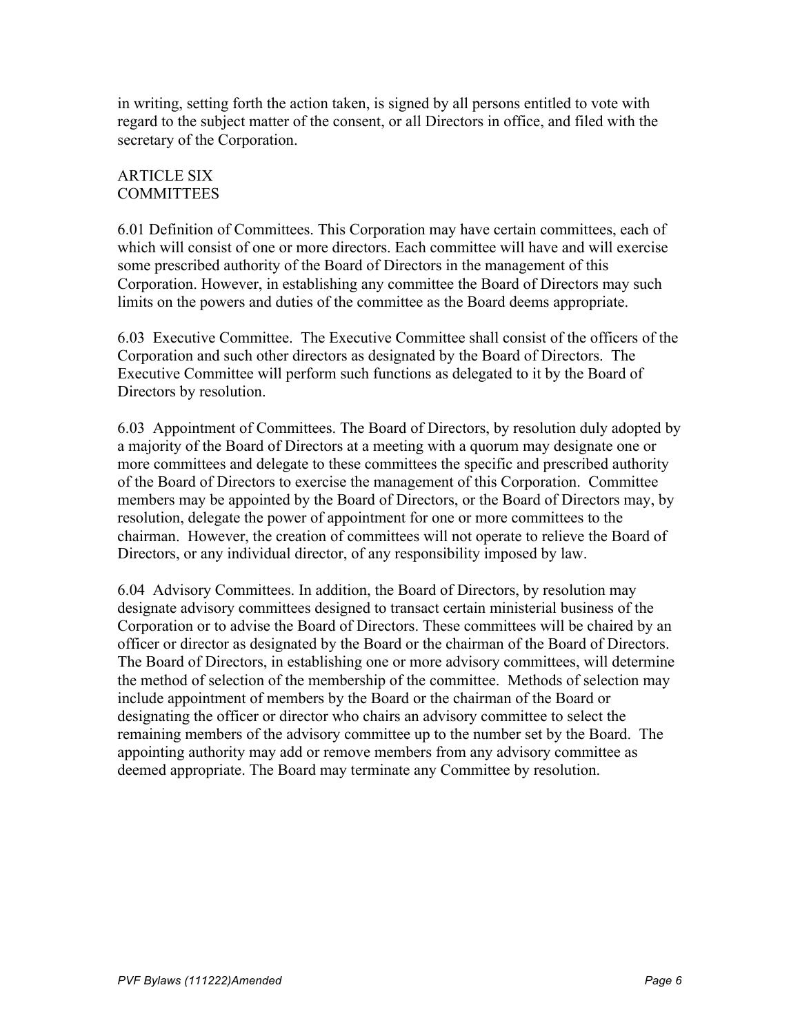in writing, setting forth the action taken, is signed by all persons entitled to vote with regard to the subject matter of the consent, or all Directors in office, and filed with the secretary of the Corporation.

## ARTICLE SIX
## COMMITTEES

6.01 Definition of Committees. This Corporation may have certain committees, each of which will consist of one or more directors. Each committee will have and will exercise some prescribed authority of the Board of Directors in the management of this Corporation. However, in establishing any committee the Board of Directors may such limits on the powers and duties of the committee as the Board deems appropriate.

6.03 Executive Committee. The Executive Committee shall consist of the officers of the Corporation and such other directors as designated by the Board of Directors. The Executive Committee will perform such functions as delegated to it by the Board of Directors by resolution.

6.03 Appointment of Committees. The Board of Directors, by resolution duly adopted by a majority of the Board of Directors at a meeting with a quorum may designate one or more committees and delegate to these committees the specific and prescribed authority of the Board of Directors to exercise the management of this Corporation. Committee members may be appointed by the Board of Directors, or the Board of Directors may, by resolution, delegate the power of appointment for one or more committees to the chairman. However, the creation of committees will not operate to relieve the Board of Directors, or any individual director, of any responsibility imposed by law.

6.04 Advisory Committees. In addition, the Board of Directors, by resolution may designate advisory committees designed to transact certain ministerial business of the Corporation or to advise the Board of Directors. These committees will be chaired by an officer or director as designated by the Board or the chairman of the Board of Directors. The Board of Directors, in establishing one or more advisory committees, will determine the method of selection of the membership of the committee. Methods of selection may include appointment of members by the Board or the chairman of the Board or designating the officer or director who chairs an advisory committee to select the remaining members of the advisory committee up to the number set by the Board. The appointing authority may add or remove members from any advisory committee as deemed appropriate. The Board may terminate any Committee by resolution.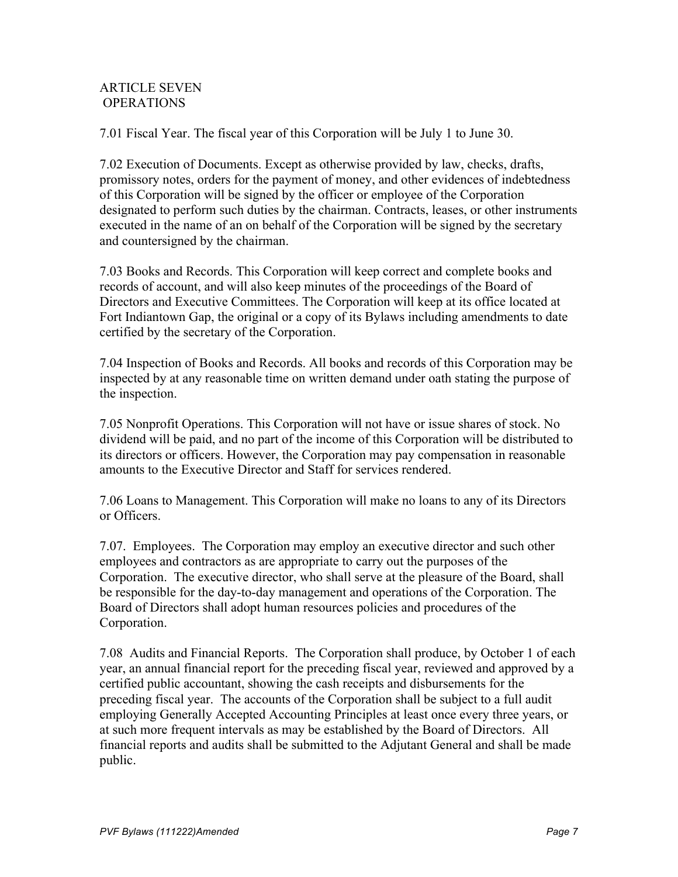## ARTICLE SEVEN
## OPERATIONS

7.01 Fiscal Year. The fiscal year of this Corporation will be July 1 to June 30.

7.02 Execution of Documents. Except as otherwise provided by law, checks, drafts, promissory notes, orders for the payment of money, and other evidences of indebtedness of this Corporation will be signed by the officer or employee of the Corporation designated to perform such duties by the chairman. Contracts, leases, or other instruments executed in the name of an on behalf of the Corporation will be signed by the secretary and countersigned by the chairman.

7.03 Books and Records. This Corporation will keep correct and complete books and records of account, and will also keep minutes of the proceedings of the Board of Directors and Executive Committees. The Corporation will keep at its office located at Fort Indiantown Gap, the original or a copy of its Bylaws including amendments to date certified by the secretary of the Corporation.

7.04 Inspection of Books and Records. All books and records of this Corporation may be inspected by at any reasonable time on written demand under oath stating the purpose of the inspection.

7.05 Nonprofit Operations. This Corporation will not have or issue shares of stock. No dividend will be paid, and no part of the income of this Corporation will be distributed to its directors or officers. However, the Corporation may pay compensation in reasonable amounts to the Executive Director and Staff for services rendered.

7.06 Loans to Management. This Corporation will make no loans to any of its Directors or Officers.

7.07. Employees. The Corporation may employ an executive director and such other employees and contractors as are appropriate to carry out the purposes of the Corporation. The executive director, who shall serve at the pleasure of the Board, shall be responsible for the day-to-day management and operations of the Corporation. The Board of Directors shall adopt human resources policies and procedures of the Corporation.

7.08 Audits and Financial Reports. The Corporation shall produce, by October 1 of each year, an annual financial report for the preceding fiscal year, reviewed and approved by a certified public accountant, showing the cash receipts and disbursements for the preceding fiscal year. The accounts of the Corporation shall be subject to a full audit employing Generally Accepted Accounting Principles at least once every three years, or at such more frequent intervals as may be established by the Board of Directors. All financial reports and audits shall be submitted to the Adjutant General and shall be made public.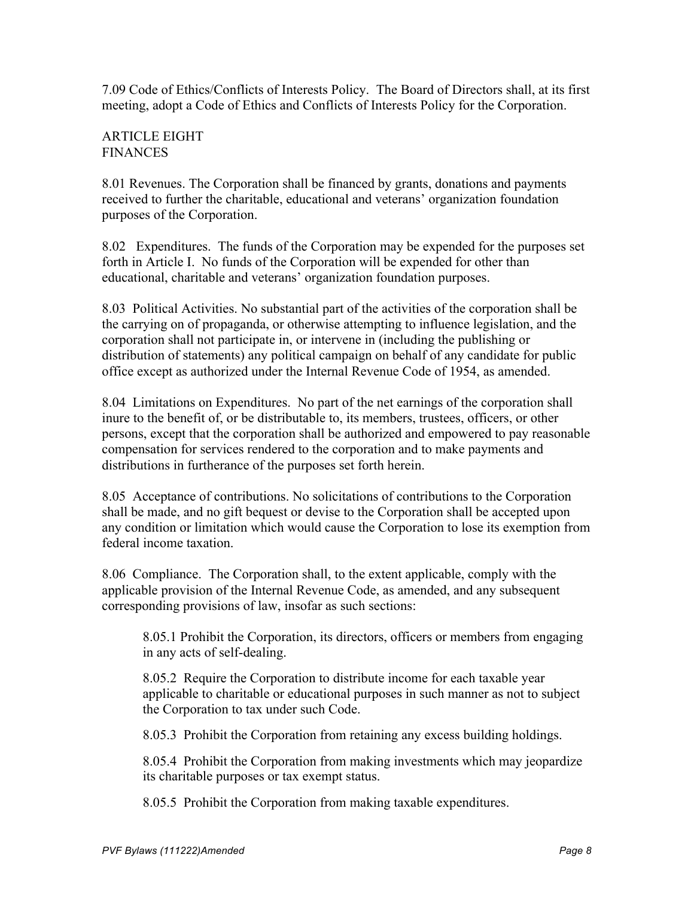7.09 Code of Ethics/Conflicts of Interests Policy. The Board of Directors shall, at its first meeting, adopt a Code of Ethics and Conflicts of Interests Policy for the Corporation.

## ARTICLE EIGHT
## FINANCES

8.01 Revenues. The Corporation shall be financed by grants, donations and payments received to further the charitable, educational and veterans' organization foundation purposes of the Corporation.

8.02 Expenditures. The funds of the Corporation may be expended for the purposes set forth in Article I. No funds of the Corporation will be expended for other than educational, charitable and veterans' organization foundation purposes.

8.03 Political Activities. No substantial part of the activities of the corporation shall be the carrying on of propaganda, or otherwise attempting to influence legislation, and the corporation shall not participate in, or intervene in (including the publishing or distribution of statements) any political campaign on behalf of any candidate for public office except as authorized under the Internal Revenue Code of 1954, as amended.

8.04 Limitations on Expenditures. No part of the net earnings of the corporation shall inure to the benefit of, or be distributable to, its members, trustees, officers, or other persons, except that the corporation shall be authorized and empowered to pay reasonable compensation for services rendered to the corporation and to make payments and distributions in furtherance of the purposes set forth herein.

8.05 Acceptance of contributions. No solicitations of contributions to the Corporation shall be made, and no gift bequest or devise to the Corporation shall be accepted upon any condition or limitation which would cause the Corporation to lose its exemption from federal income taxation.

8.06 Compliance. The Corporation shall, to the extent applicable, comply with the applicable provision of the Internal Revenue Code, as amended, and any subsequent corresponding provisions of law, insofar as such sections:

> 8.05.1 Prohibit the Corporation, its directors, officers or members from engaging in any acts of self-dealing.
>
> 8.05.2 Require the Corporation to distribute income for each taxable year applicable to charitable or educational purposes in such manner as not to subject the Corporation to tax under such Code.
>
> 8.05.3 Prohibit the Corporation from retaining any excess building holdings.
>
> 8.05.4 Prohibit the Corporation from making investments which may jeopardize its charitable purposes or tax exempt status.
>
> 8.05.5 Prohibit the Corporation from making taxable expenditures.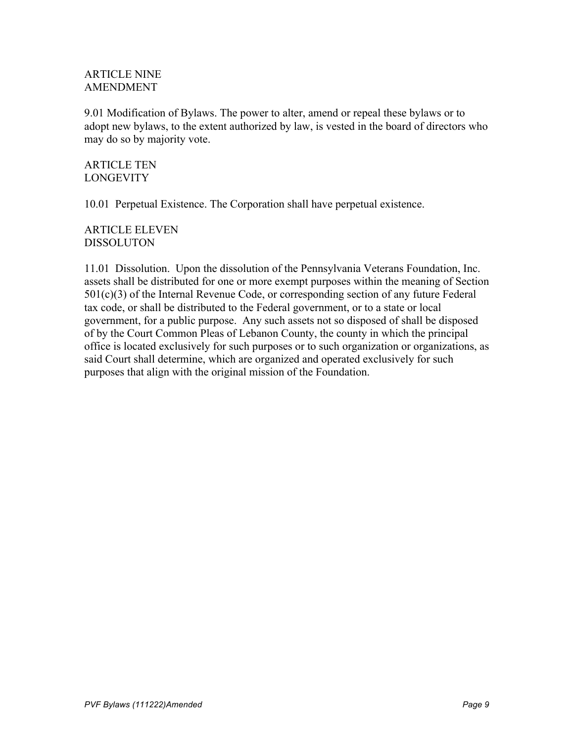## ARTICLE NINE
## AMENDMENT

9.01 Modification of Bylaws. The power to alter, amend or repeal these bylaws or to adopt new bylaws, to the extent authorized by law, is vested in the board of directors who may do so by majority vote.

## ARTICLE TEN
## LONGEVITY

10.01 Perpetual Existence. The Corporation shall have perpetual existence.

## ARTICLE ELEVEN
## DISSOLUTON

11.01 Dissolution. Upon the dissolution of the Pennsylvania Veterans Foundation, Inc. assets shall be distributed for one or more exempt purposes within the meaning of Section 501(c)(3) of the Internal Revenue Code, or corresponding section of any future Federal tax code, or shall be distributed to the Federal government, or to a state or local government, for a public purpose. Any such assets not so disposed of shall be disposed of by the Court Common Pleas of Lebanon County, the county in which the principal office is located exclusively for such purposes or to such organization or organizations, as said Court shall determine, which are organized and operated exclusively for such purposes that align with the original mission of the Foundation.